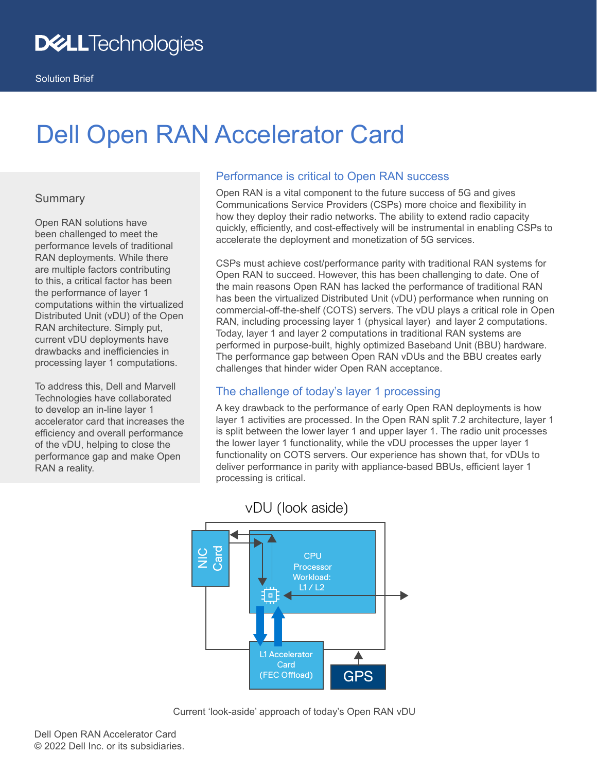Solution Brief

# Dell Open RAN Accelerator Card

## Summary

Open RAN solutions have been challenged to meet the performance levels of traditional RAN deployments. While there are multiple factors contributing to this, a critical factor has been the performance of layer 1 computations within the virtualized Distributed Unit (vDU) of the Open RAN architecture. Simply put, current vDU deployments have drawbacks and inefficiencies in processing layer 1 computations.

To address this, Dell and Marvell Technologies have collaborated to develop an in-line layer 1 accelerator card that increases the efficiency and overall performance of the vDU, helping to close the performance gap and make Open RAN a reality.

## Performance is critical to Open RAN success

Open RAN is a vital component to the future success of 5G and gives Communications Service Providers (CSPs) more choice and flexibility in how they deploy their radio networks. The ability to extend radio capacity quickly, efficiently, and cost-effectively will be instrumental in enabling CSPs to accelerate the deployment and monetization of 5G services.

CSPs must achieve cost/performance parity with traditional RAN systems for Open RAN to succeed. However, this has been challenging to date. One of the main reasons Open RAN has lacked the performance of traditional RAN has been the virtualized Distributed Unit (vDU) performance when running on commercial-off-the-shelf (COTS) servers. The vDU plays a critical role in Open RAN, including processing layer 1 (physical layer) and layer 2 computations. Today, layer 1 and layer 2 computations in traditional RAN systems are performed in purpose-built, highly optimized Baseband Unit (BBU) hardware. The performance gap between Open RAN vDUs and the BBU creates early challenges that hinder wider Open RAN acceptance.

## The challenge of today's layer 1 processing

A key drawback to the performance of early Open RAN deployments is how layer 1 activities are processed. In the Open RAN split 7.2 architecture, layer 1 is split between the lower layer 1 and upper layer 1. The radio unit processes the lower layer 1 functionality, while the vDU processes the upper layer 1 functionality on COTS servers. Our experience has shown that, for vDUs to deliver performance in parity with appliance-based BBUs, efficient layer 1 processing is critical.

vDU (look aside)

NIC Card

CPU Processor Workload: L1 / L2

L1 Accelerator Card (FEC Offload)

GPS

Current 'look-aside' approach of today's Open RAN vDU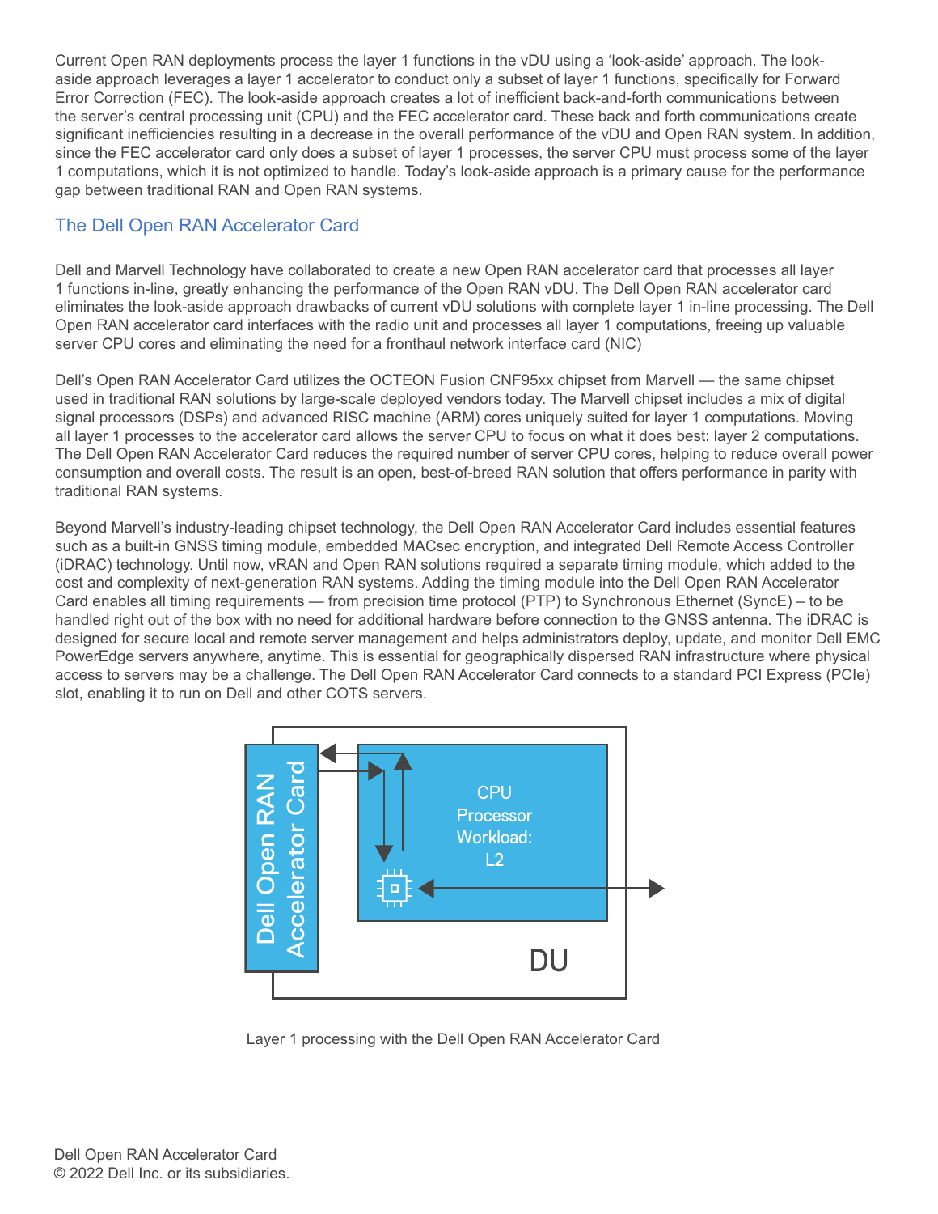Current Open RAN deployments process the layer 1 functions in the vDU using a 'look-aside' approach. The look-aside approach leverages a layer 1 accelerator to conduct only a subset of layer 1 functions, specifically for Forward Error Correction (FEC). The look-aside approach creates a lot of inefficient back-and-forth communications between the server's central processing unit (CPU) and the FEC accelerator card. These back and forth communications create significant inefficiencies resulting in a decrease in the overall performance of the vDU and Open RAN system. In addition, since the FEC accelerator card only does a subset of layer 1 processes, the server CPU must process some of the layer 1 computations, which it is not optimized to handle. Today's look-aside approach is a primary cause for the performance gap between traditional RAN and Open RAN systems.

## The Dell Open RAN Accelerator Card

Dell and Marvell Technology have collaborated to create a new Open RAN accelerator card that processes all layer 1 functions in-line, greatly enhancing the performance of the Open RAN vDU. The Dell Open RAN accelerator card eliminates the look-aside approach drawbacks of current vDU solutions with complete layer 1 in-line processing. The Dell Open RAN accelerator card interfaces with the radio unit and processes all layer 1 computations, freeing up valuable server CPU cores and eliminating the need for a fronthaul network interface card (NIC)

Dell's Open RAN Accelerator Card utilizes the OCTEON Fusion CNF95xx chipset from Marvell — the same chipset used in traditional RAN solutions by large-scale deployed vendors today. The Marvell chipset includes a mix of digital signal processors (DSPs) and advanced RISC machine (ARM) cores uniquely suited for layer 1 computations. Moving all layer 1 processes to the accelerator card allows the server CPU to focus on what it does best: layer 2 computations. The Dell Open RAN Accelerator Card reduces the required number of server CPU cores, helping to reduce overall power consumption and overall costs. The result is an open, best-of-breed RAN solution that offers performance in parity with traditional RAN systems.

Beyond Marvell's industry-leading chipset technology, the Dell Open RAN Accelerator Card includes essential features such as a built-in GNSS timing module, embedded MACsec encryption, and integrated Dell Remote Access Controller (iDRAC) technology. Until now, vRAN and Open RAN solutions required a separate timing module, which added to the cost and complexity of next-generation RAN systems. Adding the timing module into the Dell Open RAN Accelerator Card enables all timing requirements — from precision time protocol (PTP) to Synchronous Ethernet (SyncE) – to be handled right out of the box with no need for additional hardware before connection to the GNSS antenna. The iDRAC is designed for secure local and remote server management and helps administrators deploy, update, and monitor Dell EMC PowerEdge servers anywhere, anytime. This is essential for geographically dispersed RAN infrastructure where physical access to servers may be a challenge. The Dell Open RAN Accelerator Card connects to a standard PCI Express (PCIe) slot, enabling it to run on Dell and other COTS servers.

Dell Open RAN Accelerator Card

CPU Processor Workload: L2

DU

Layer 1 processing with the Dell Open RAN Accelerator Card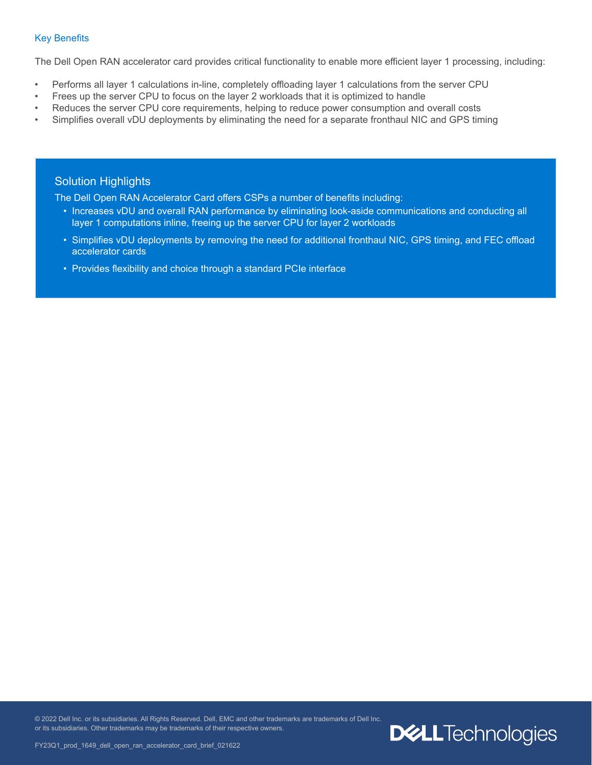## Key Benefits

The Dell Open RAN accelerator card provides critical functionality to enable more efficient layer 1 processing, including:

- Performs all layer 1 calculations in-line, completely offloading layer 1 calculations from the server CPU
- Frees up the server CPU to focus on the layer 2 workloads that it is optimized to handle
- Reduces the server CPU core requirements, helping to reduce power consumption and overall costs
- Simplifies overall vDU deployments by eliminating the need for a separate fronthaul NIC and GPS timing

### Solution Highlights

The Dell Open RAN Accelerator Card offers CSPs a number of benefits including:

- Increases vDU and overall RAN performance by eliminating look-aside communications and conducting all layer 1 computations inline, freeing up the server CPU for layer 2 workloads
- Simplifies vDU deployments by removing the need for additional fronthaul NIC, GPS timing, and FEC offload accelerator cards
- Provides flexibility and choice through a standard PCIe interface

© 2022 Dell Inc. or its subsidiaries. All Rights Reserved. Dell, EMC and other trademarks are trademarks of Dell Inc. or its subsidiaries. Other trademarks may be trademarks of their respective owners.

FY23Q1_prod_1649_dell_open_ran_accelerator_card_brief_021622